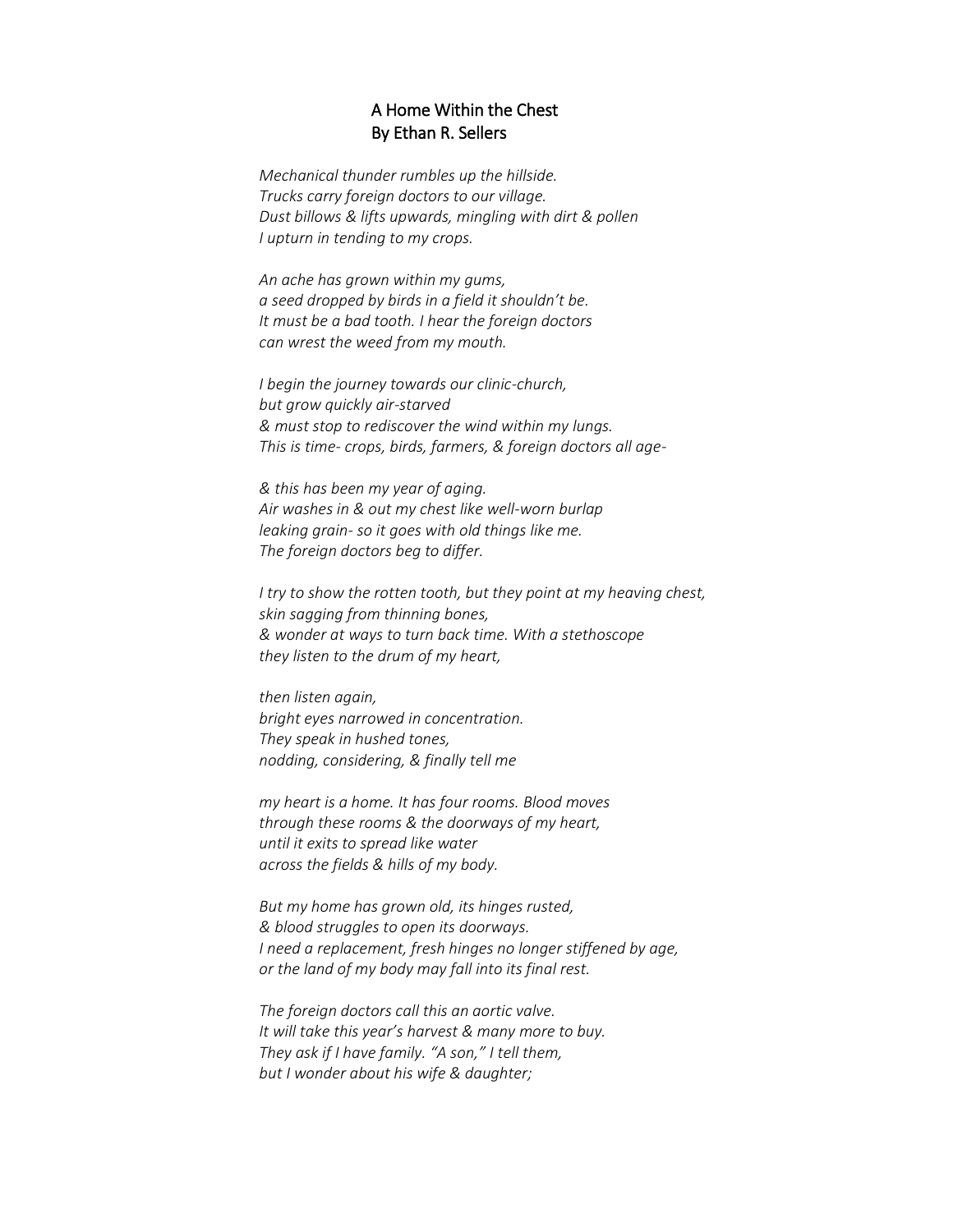# A Home Within the Chest
## By Ethan R. Sellers

*Mechanical thunder rumbles up the hillside.*
*Trucks carry foreign doctors to our village.*
*Dust billows & lifts upwards, mingling with dirt & pollen*
*I upturn in tending to my crops.*

*An ache has grown within my gums,*
*a seed dropped by birds in a field it shouldn't be.*
*It must be a bad tooth. I hear the foreign doctors*
*can wrest the weed from my mouth.*

*I begin the journey towards our clinic-church,*
*but grow quickly air-starved*
*& must stop to rediscover the wind within my lungs.*
*This is time- crops, birds, farmers, & foreign doctors all age-*

*& this has been my year of aging.*
*Air washes in & out my chest like well-worn burlap*
*leaking grain- so it goes with old things like me.*
*The foreign doctors beg to differ.*

*I try to show the rotten tooth, but they point at my heaving chest,*
*skin sagging from thinning bones,*
*& wonder at ways to turn back time. With a stethoscope*
*they listen to the drum of my heart,*

*then listen again,*
*bright eyes narrowed in concentration.*
*They speak in hushed tones,*
*nodding, considering, & finally tell me*

*my heart is a home. It has four rooms. Blood moves*
*through these rooms & the doorways of my heart,*
*until it exits to spread like water*
*across the fields & hills of my body.*

*But my home has grown old, its hinges rusted,*
*& blood struggles to open its doorways.*
*I need a replacement, fresh hinges no longer stiffened by age,*
*or the land of my body may fall into its final rest.*

*The foreign doctors call this an aortic valve.*
*It will take this year's harvest & many more to buy.*
*They ask if I have family. "A son," I tell them,*
*but I wonder about his wife & daughter;*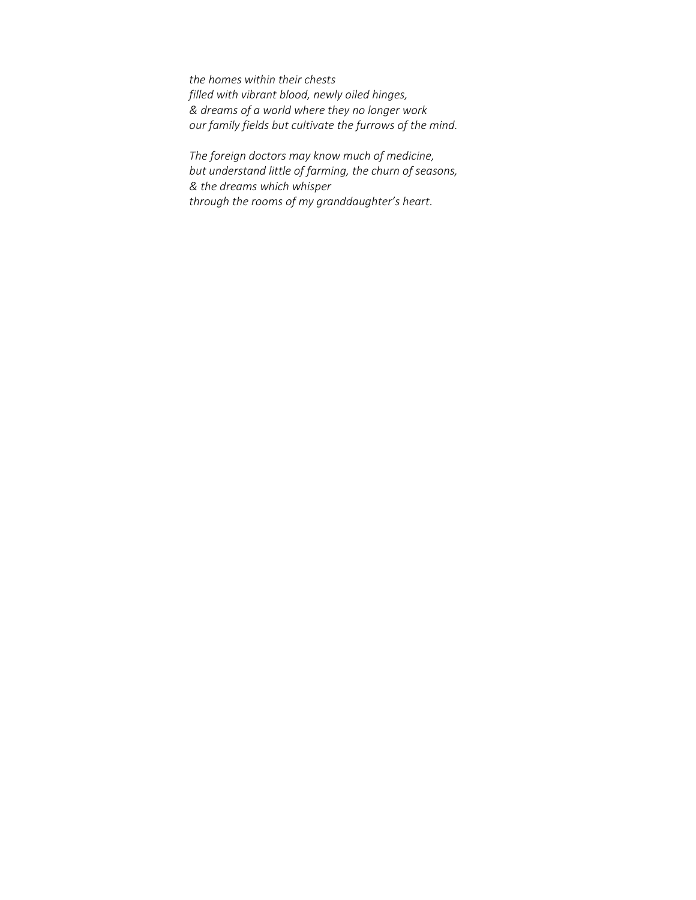*the homes within their chests*
*filled with vibrant blood, newly oiled hinges,*
*& dreams of a world where they no longer work*
*our family fields but cultivate the furrows of the mind.*

*The foreign doctors may know much of medicine,*
*but understand little of farming, the churn of seasons,*
*& the dreams which whisper*
*through the rooms of my granddaughter's heart.*